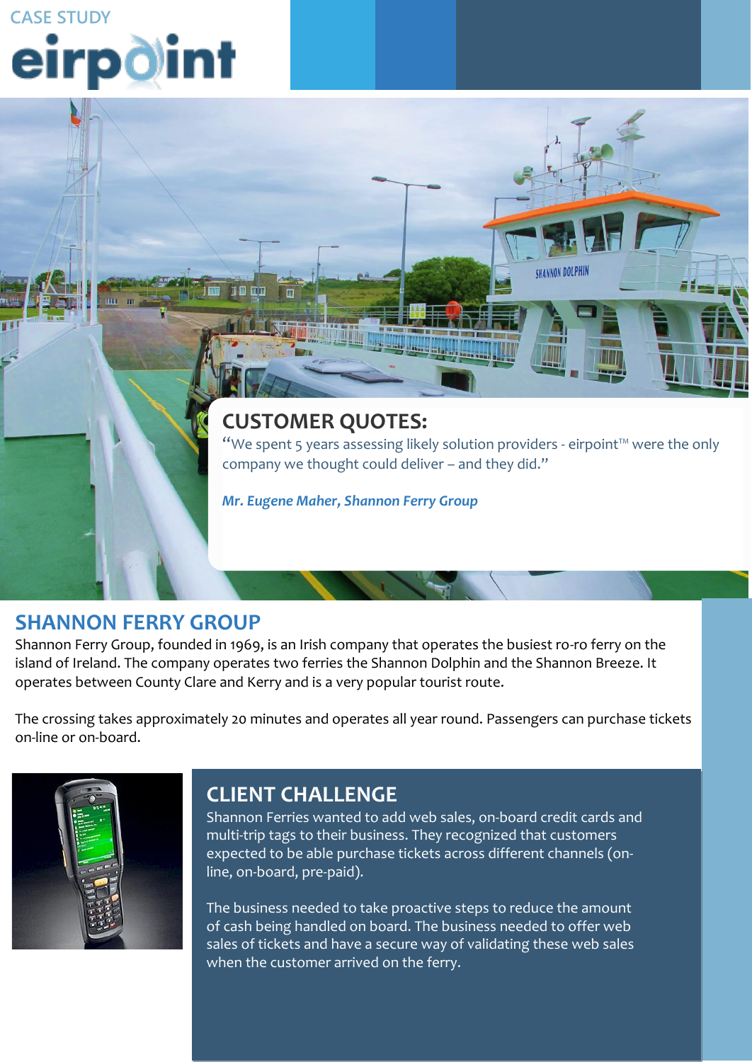CASE STUDY

# eirpoint

## CUSTOMER QUOTES:

"We spent 5 years assessing likely solution providers - eirpoint™ were the only company we thought could deliver – and they did."

***Mr. Eugene Maher, Shannon Ferry Group***

## SHANNON FERRY GROUP

Shannon Ferry Group, founded in 1969, is an Irish company that operates the busiest ro-ro ferry on the island of Ireland. The company operates two ferries the Shannon Dolphin and the Shannon Breeze. It operates between County Clare and Kerry and is a very popular tourist route.

The crossing takes approximately 20 minutes and operates all year round. Passengers can purchase tickets on-line or on-board.

## CLIENT CHALLENGE

Shannon Ferries wanted to add web sales, on-board credit cards and multi-trip tags to their business. They recognized that customers expected to be able purchase tickets across different channels (on-line, on-board, pre-paid).

The business needed to take proactive steps to reduce the amount of cash being handled on board. The business needed to offer web sales of tickets and have a secure way of validating these web sales when the customer arrived on the ferry.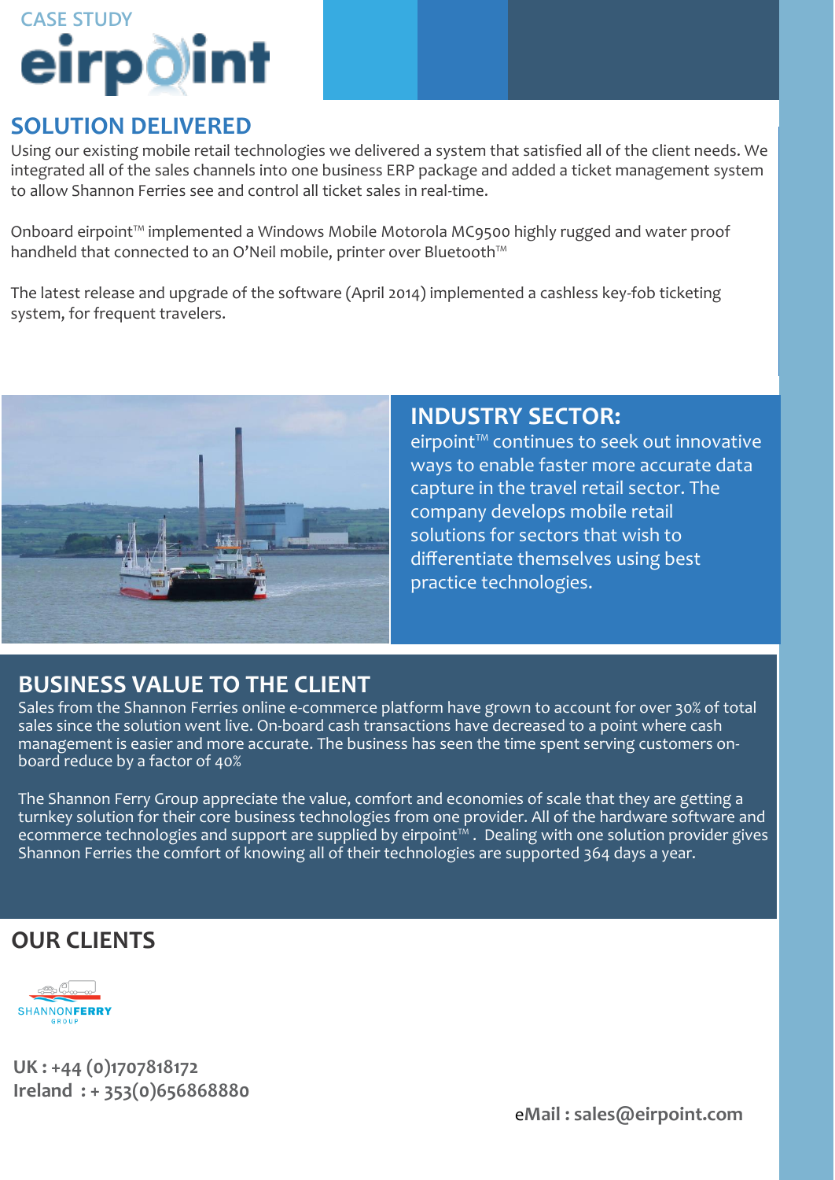CASE STUDY

eirpoint

## SOLUTION DELIVERED

Using our existing mobile retail technologies we delivered a system that satisfied all of the client needs. We integrated all of the sales channels into one business ERP package and added a ticket management system to allow Shannon Ferries see and control all ticket sales in real-time.

Onboard eirpoint™ implemented a Windows Mobile Motorola MC9500 highly rugged and water proof handheld that connected to an O'Neil mobile, printer over Bluetooth™

The latest release and upgrade of the software (April 2014) implemented a cashless key-fob ticketing system, for frequent travelers.

## INDUSTRY SECTOR:

eirpoint™ continues to seek out innovative ways to enable faster more accurate data capture in the travel retail sector. The company develops mobile retail solutions for sectors that wish to differentiate themselves using best practice technologies.

## BUSINESS VALUE TO THE CLIENT

Sales from the Shannon Ferries online e-commerce platform have grown to account for over 30% of total sales since the solution went live. On-board cash transactions have decreased to a point where cash management is easier and more accurate. The business has seen the time spent serving customers on-board reduce by a factor of 40%

The Shannon Ferry Group appreciate the value, comfort and economies of scale that they are getting a turnkey solution for their core business technologies from one provider. All of the hardware software and ecommerce technologies and support are supplied by eirpoint™ . Dealing with one solution provider gives Shannon Ferries the comfort of knowing all of their technologies are supported 364 days a year.

## OUR CLIENTS

SHANNONFERRY GROUP

**UK : +44 (0)1707818172**
**Ireland : + 353(0)656868880**

**eMail : sales@eirpoint.com**